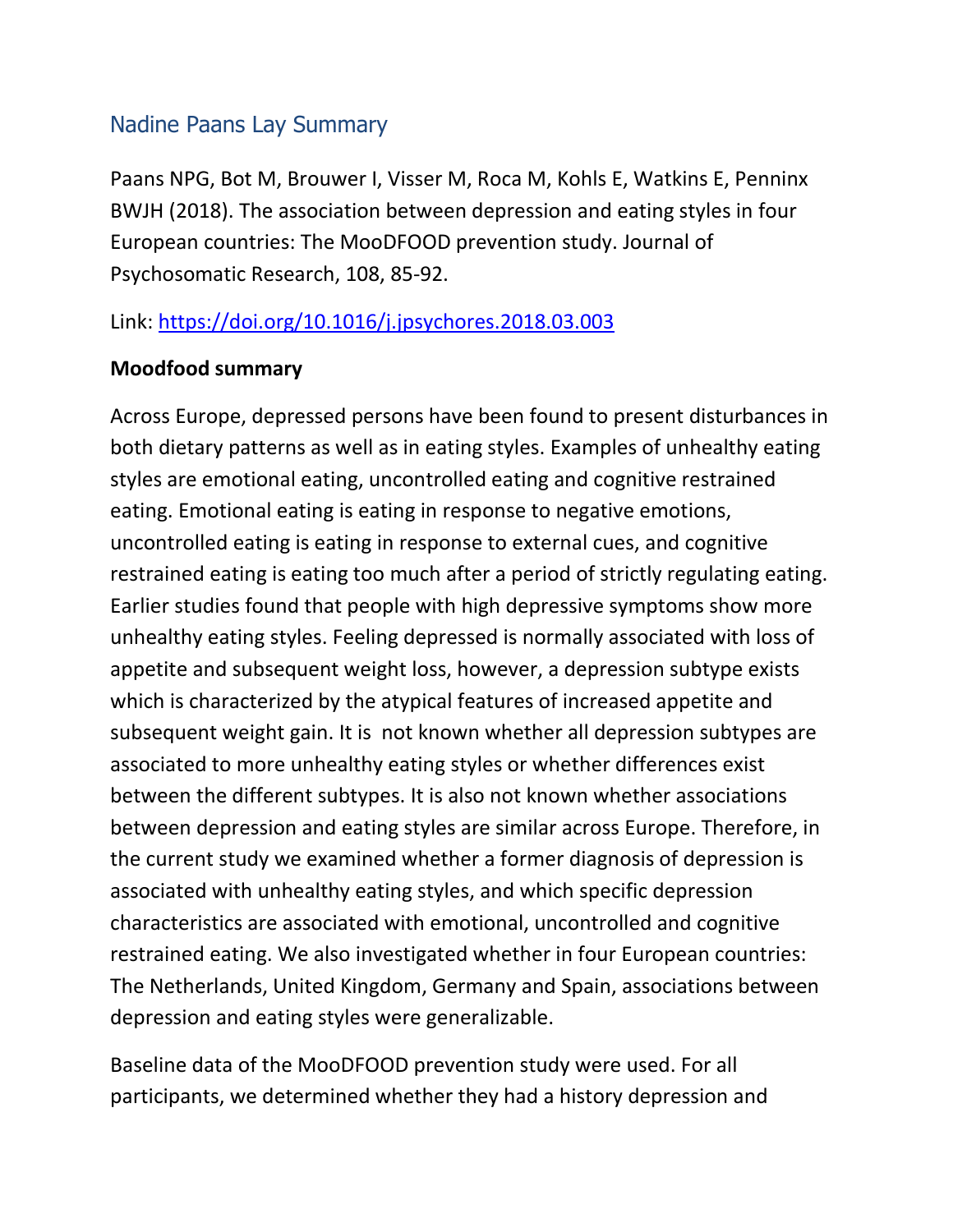# Nadine Paans Lay Summary

Paans NPG, Bot M, Brouwer I, Visser M, Roca M, Kohls E, Watkins E, Penninx BWJH (2018). The association between depression and eating styles in four European countries: The MooDFOOD prevention study. Journal of Psychosomatic Research, 108, 85-92.

Link: [https://doi.org/10.1016/j.jpsychores.2018.03.003](https://doi.org/10.1016/j.jpsychores.2018.03.003)

**Moodfood summary**

Across Europe, depressed persons have been found to present disturbances in both dietary patterns as well as in eating styles. Examples of unhealthy eating styles are emotional eating, uncontrolled eating and cognitive restrained eating. Emotional eating is eating in response to negative emotions, uncontrolled eating is eating in response to external cues, and cognitive restrained eating is eating too much after a period of strictly regulating eating. Earlier studies found that people with high depressive symptoms show more unhealthy eating styles. Feeling depressed is normally associated with loss of appetite and subsequent weight loss, however, a depression subtype exists which is characterized by the atypical features of increased appetite and subsequent weight gain. It is not known whether all depression subtypes are associated to more unhealthy eating styles or whether differences exist between the different subtypes. It is also not known whether associations between depression and eating styles are similar across Europe. Therefore, in the current study we examined whether a former diagnosis of depression is associated with unhealthy eating styles, and which specific depression characteristics are associated with emotional, uncontrolled and cognitive restrained eating. We also investigated whether in four European countries: The Netherlands, United Kingdom, Germany and Spain, associations between depression and eating styles were generalizable.

Baseline data of the MooDFOOD prevention study were used. For all participants, we determined whether they had a history depression and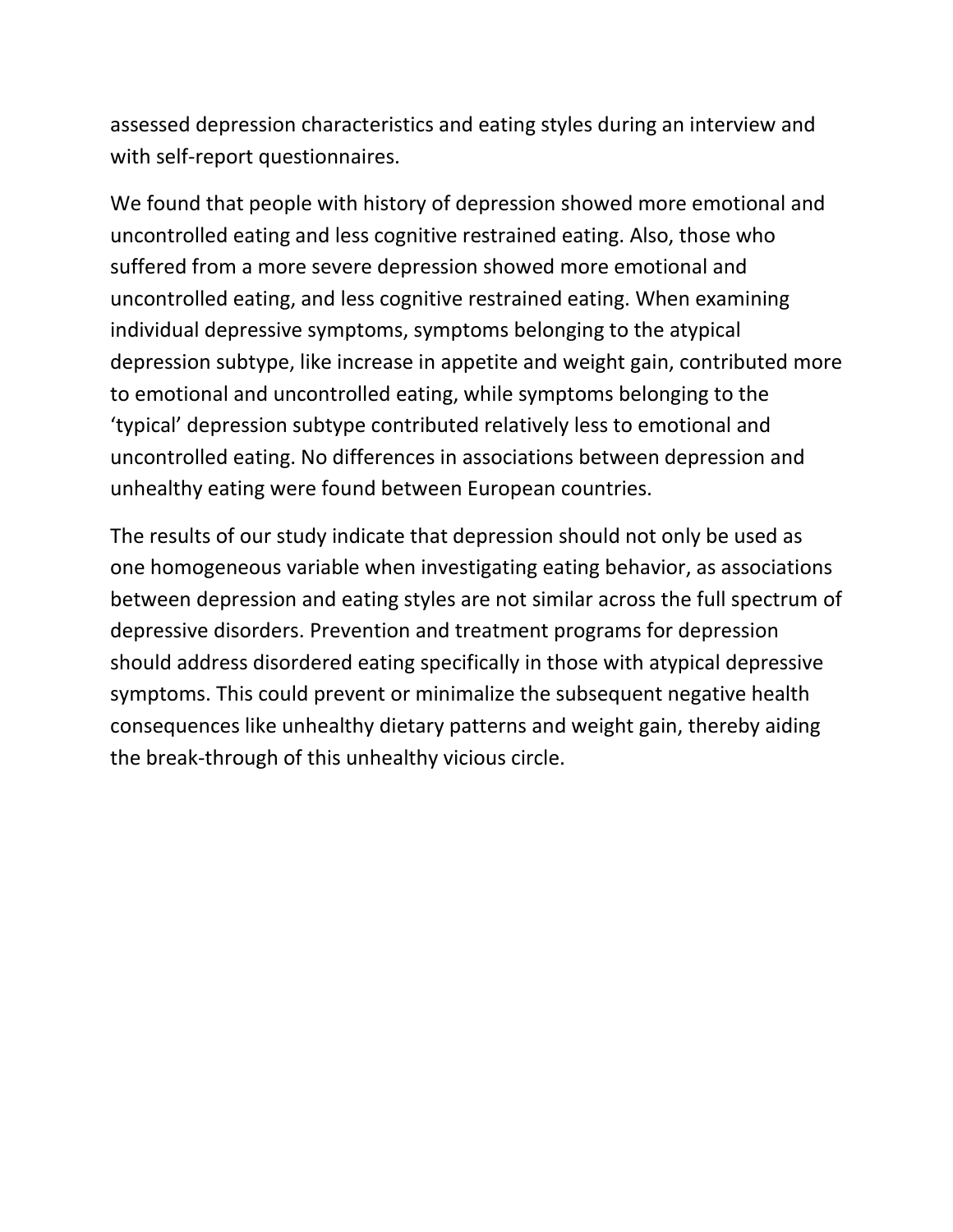assessed depression characteristics and eating styles during an interview and with self-report questionnaires.

We found that people with history of depression showed more emotional and uncontrolled eating and less cognitive restrained eating. Also, those who suffered from a more severe depression showed more emotional and uncontrolled eating, and less cognitive restrained eating. When examining individual depressive symptoms, symptoms belonging to the atypical depression subtype, like increase in appetite and weight gain, contributed more to emotional and uncontrolled eating, while symptoms belonging to the 'typical' depression subtype contributed relatively less to emotional and uncontrolled eating. No differences in associations between depression and unhealthy eating were found between European countries.

The results of our study indicate that depression should not only be used as one homogeneous variable when investigating eating behavior, as associations between depression and eating styles are not similar across the full spectrum of depressive disorders. Prevention and treatment programs for depression should address disordered eating specifically in those with atypical depressive symptoms. This could prevent or minimalize the subsequent negative health consequences like unhealthy dietary patterns and weight gain, thereby aiding the break-through of this unhealthy vicious circle.